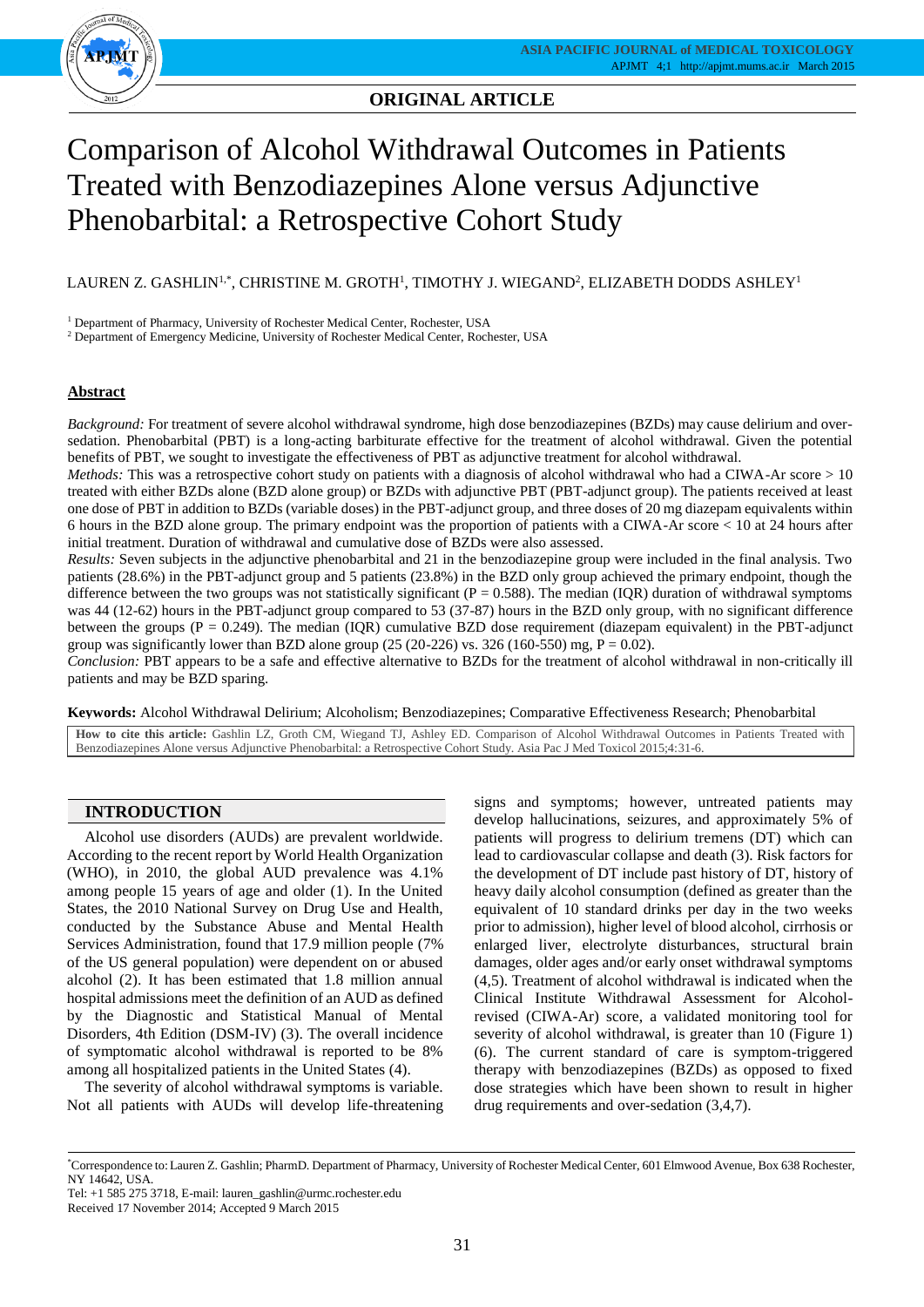**ORIGINAL ARTICLE**

# Comparison of Alcohol Withdrawal Outcomes in Patients Treated with Benzodiazepines Alone versus Adjunctive Phenobarbital: a Retrospective Cohort Study

LAUREN Z. GASHLIN[1,*], CHRISTINE M. GROTH[1], TIMOTHY J. WIEGAND[2], ELIZABETH DODDS ASHLEY[1]

[1] Department of Pharmacy, University of Rochester Medical Center, Rochester, USA
[2] Department of Emergency Medicine, University of Rochester Medical Center, Rochester, USA

## Abstract

*Background:* For treatment of severe alcohol withdrawal syndrome, high dose benzodiazepines (BZDs) may cause delirium and over-sedation. Phenobarbital (PBT) is a long-acting barbiturate effective for the treatment of alcohol withdrawal. Given the potential benefits of PBT, we sought to investigate the effectiveness of PBT as adjunctive treatment for alcohol withdrawal.
*Methods:* This was a retrospective cohort study on patients with a diagnosis of alcohol withdrawal who had a CIWA-Ar score > 10 treated with either BZDs alone (BZD alone group) or BZDs with adjunctive PBT (PBT-adjunct group). The patients received at least one dose of PBT in addition to BZDs (variable doses) in the PBT-adjunct group, and three doses of 20 mg diazepam equivalents within 6 hours in the BZD alone group. The primary endpoint was the proportion of patients with a CIWA-Ar score < 10 at 24 hours after initial treatment. Duration of withdrawal symptoms and cumulative dose of BZDs were also assessed.
*Results:* Seven subjects in the adjunctive phenobarbital and 21 in the benzodiazepine group were included in the final analysis. Two patients (28.6%) in the PBT-adjunct group and 5 patients (23.8%) in the BZD only group achieved the primary endpoint, though the difference between the two groups was not statistically significant ($P = 0.588$). The median (IQR) duration of withdrawal symptoms was 44 (12-62) hours in the PBT-adjunct group compared to 53 (37-87) hours in the BZD only group, with no significant difference between the groups ($P = 0.249$). The median (IQR) cumulative BZD dose requirement (diazepam equivalent) in the PBT-adjunct group was significantly lower than BZD alone group (25 (20-226) vs. 326 (160-550) mg, $P = 0.02$).
*Conclusion:* PBT appears to be a safe and effective alternative to BZDs for the treatment of alcohol withdrawal in non-critically ill patients and may be BZD sparing.

**Keywords:** Alcohol Withdrawal Delirium; Alcoholism; Benzodiazepines; Comparative Effectiveness Research; Phenobarbital

**How to cite this article:** Gashlin LZ, Groth CM, Wiegand TJ, Ashley ED. Comparison of Alcohol Withdrawal Outcomes in Patients Treated with Benzodiazepines Alone versus Adjunctive Phenobarbital: a Retrospective Cohort Study. Asia Pac J Med Toxicol 2015;4:31-6.

## INTRODUCTION

Alcohol use disorders (AUDs) are prevalent worldwide. According to the recent report by World Health Organization (WHO), in 2010, the global AUD prevalence was 4.1% among people 15 years of age and older (1). In the United States, the 2010 National Survey on Drug Use and Health, conducted by the Substance Abuse and Mental Health Services Administration, found that 17.9 million people (7% of the US general population) were dependent on or abused alcohol (2). It has been estimated that 1.8 million annual hospital admissions meet the definition of an AUD as defined by the Diagnostic and Statistical Manual of Mental Disorders, 4th Edition (DSM-IV) (3). The overall incidence of symptomatic alcohol withdrawal is reported to be 8% among all hospitalized patients in the United States (4).

The severity of alcohol withdrawal symptoms is variable. Not all patients with AUDs will develop life-threatening signs and symptoms; however, untreated patients may develop hallucinations, seizures, and approximately 5% of patients will progress to delirium tremens (DT) which can lead to cardiovascular collapse and death (3). Risk factors for the development of DT include past history of DT, history of heavy daily alcohol consumption (defined as greater than the equivalent of 10 standard drinks per day in the two weeks prior to admission), higher level of blood alcohol, cirrhosis or enlarged liver, electrolyte disturbances, structural brain damages, older ages and/or early onset withdrawal symptoms (4,5). Treatment of alcohol withdrawal is indicated when the Clinical Institute Withdrawal Assessment for Alcohol-revised (CIWA-Ar) score, a validated monitoring tool for severity of alcohol withdrawal, is greater than 10 (Figure 1) (6). The current standard of care is symptom-triggered therapy with benzodiazepines (BZDs) as opposed to fixed dose strategies which have been shown to result in higher drug requirements and over-sedation (3,4,7).

[*] Correspondence to: Lauren Z. Gashlin; PharmD. Department of Pharmacy, University of Rochester Medical Center, 601 Elmwood Avenue, Box 638 Rochester, NY 14642, USA.
Tel: +1 585 275 3718, E-mail: lauren_gashlin@urmc.rochester.edu
Received 17 November 2014; Accepted 9 March 2015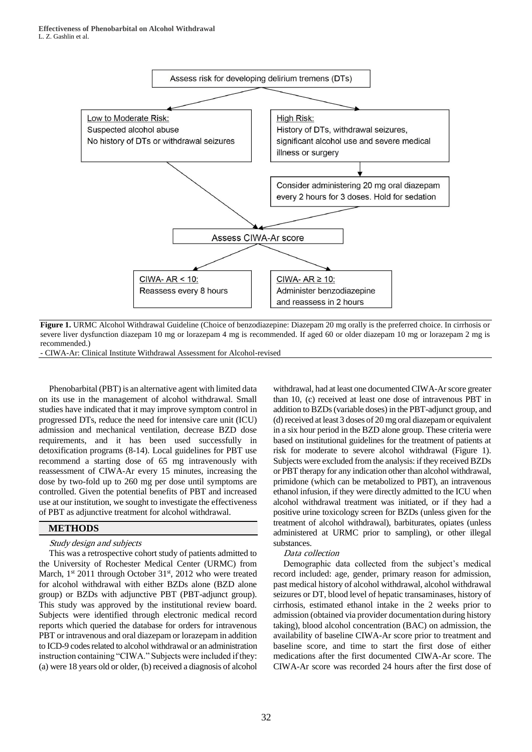Assess risk for developing delirium tremens (DTs)

Low to Moderate Risk:
Suspected alcohol abuse
No history of DTs or withdrawal seizures

High Risk:
History of DTs, withdrawal seizures, significant alcohol use and severe medical illness or surgery

Consider administering 20 mg oral diazepam every 2 hours for 3 doses. Hold for sedation

Assess CIWA-Ar score

CIWA- AR < 10:
Reassess every 8 hours

CIWA- AR ≥ 10:
Administer benzodiazepine and reassess in 2 hours

**Figure 1.** URMC Alcohol Withdrawal Guideline (Choice of benzodiazepine: Diazepam 20 mg orally is the preferred choice. In cirrhosis or severe liver dysfunction diazepam 10 mg or lorazepam 4 mg is recommended. If aged 60 or older diazepam 10 mg or lorazepam 2 mg is recommended.)
- CIWA-Ar: Clinical Institute Withdrawal Assessment for Alcohol-revised

Phenobarbital (PBT) is an alternative agent with limited data on its use in the management of alcohol withdrawal. Small studies have indicated that it may improve symptom control in progressed DTs, reduce the need for intensive care unit (ICU) admission and mechanical ventilation, decrease BZD dose requirements, and it has been used successfully in detoxification programs (8-14). Local guidelines for PBT use recommend a starting dose of 65 mg intravenously with reassessment of CIWA-Ar every 15 minutes, increasing the dose by two-fold up to 260 mg per dose until symptoms are controlled. Given the potential benefits of PBT and increased use at our institution, we sought to investigate the effectiveness of PBT as adjunctive treatment for alcohol withdrawal.

## METHODS

### *Study design and subjects*

This was a retrospective cohort study of patients admitted to the University of Rochester Medical Center (URMC) from March, 1st 2011 through October 31st, 2012 who were treated for alcohol withdrawal with either BZDs alone (BZD alone group) or BZDs with adjunctive PBT (PBT-adjunct group). This study was approved by the institutional review board. Subjects were identified through electronic medical record reports which queried the database for orders for intravenous PBT or intravenous and oral diazepam or lorazepam in addition to ICD-9 codes related to alcohol withdrawal or an administration instruction containing "CIWA." Subjects were included if they: (a) were 18 years old or older, (b) received a diagnosis of alcohol withdrawal, had at least one documented CIWA-Ar score greater than 10, (c) received at least one dose of intravenous PBT in addition to BZDs (variable doses) in the PBT-adjunct group, and (d) received at least 3 doses of 20 mg oral diazepam or equivalent in a six hour period in the BZD alone group. These criteria were based on institutional guidelines for the treatment of patients at risk for moderate to severe alcohol withdrawal (Figure 1). Subjects were excluded from the analysis: if they received BZDs or PBT therapy for any indication other than alcohol withdrawal, primidone (which can be metabolized to PBT), an intravenous ethanol infusion, if they were directly admitted to the ICU when alcohol withdrawal treatment was initiated, or if they had a positive urine toxicology screen for BZDs (unless given for the treatment of alcohol withdrawal), barbiturates, opiates (unless administered at URMC prior to sampling), or other illegal substances.

### *Data collection*

Demographic data collected from the subject's medical record included: age, gender, primary reason for admission, past medical history of alcohol withdrawal, alcohol withdrawal seizures or DT, blood level of hepatic transaminases, history of cirrhosis, estimated ethanol intake in the 2 weeks prior to admission (obtained via provider documentation during history taking), blood alcohol concentration (BAC) on admission, the availability of baseline CIWA-Ar score prior to treatment and baseline score, and time to start the first dose of either medications after the first documented CIWA-Ar score. The CIWA-Ar score was recorded 24 hours after the first dose of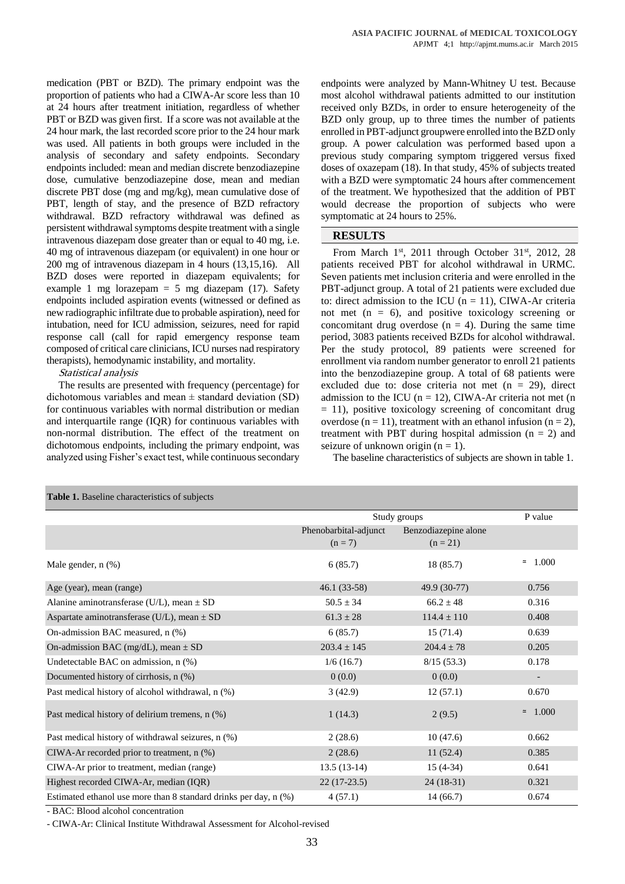medication (PBT or BZD). The primary endpoint was the proportion of patients who had a CIWA-Ar score less than 10 at 24 hours after treatment initiation, regardless of whether PBT or BZD was given first. If a score was not available at the 24 hour mark, the last recorded score prior to the 24 hour mark was used. All patients in both groups were included in the analysis of secondary and safety endpoints. Secondary endpoints included: mean and median discrete benzodiazepine dose, cumulative benzodiazepine dose, mean and median discrete PBT dose (mg and mg/kg), mean cumulative dose of PBT, length of stay, and the presence of BZD refractory withdrawal. BZD refractory withdrawal was defined as persistent withdrawal symptoms despite treatment with a single intravenous diazepam dose greater than or equal to 40 mg, i.e. 40 mg of intravenous diazepam (or equivalent) in one hour or 200 mg of intravenous diazepam in 4 hours (13,15,16). All BZD doses were reported in diazepam equivalents; for example 1 mg lorazepam = 5 mg diazepam (17). Safety endpoints included aspiration events (witnessed or defined as new radiographic infiltrate due to probable aspiration), need for intubation, need for ICU admission, seizures, need for rapid response call (call for rapid emergency response team composed of critical care clinicians, ICU nurses nad respiratory therapists), hemodynamic instability, and mortality.

*Statistical analysis*

The results are presented with frequency (percentage) for dichotomous variables and mean ± standard deviation (SD) for continuous variables with normal distribution or median and interquartile range (IQR) for continuous variables with non-normal distribution. The effect of the treatment on dichotomous endpoints, including the primary endpoint, was analyzed using Fisher's exact test, while continuous secondary endpoints were analyzed by Mann-Whitney U test. Because most alcohol withdrawal patients admitted to our institution received only BZDs, in order to ensure heterogeneity of the BZD only group, up to three times the number of patients enrolled in PBT-adjunct groupwere enrolled into the BZD only group. A power calculation was performed based upon a previous study comparing symptom triggered versus fixed doses of oxazepam (18). In that study, 45% of subjects treated with a BZD were symptomatic 24 hours after commencement of the treatment. We hypothesized that the addition of PBT would decrease the proportion of subjects who were symptomatic at 24 hours to 25%.

## RESULTS

From March 1st, 2011 through October 31st, 2012, 28 patients received PBT for alcohol withdrawal in URMC. Seven patients met inclusion criteria and were enrolled in the PBT-adjunct group. A total of 21 patients were excluded due to: direct admission to the ICU (n = 11), CIWA-Ar criteria not met (n = 6), and positive toxicology screening or concomitant drug overdose (n = 4). During the same time period, 3083 patients received BZDs for alcohol withdrawal. Per the study protocol, 89 patients were screened for enrollment via random number generator to enroll 21 patients into the benzodiazepine group. A total of 68 patients were excluded due to: dose criteria not met (n = 29), direct admission to the ICU (n = 12), CIWA-Ar criteria not met (n = 11), positive toxicology screening of concomitant drug overdose (n = 11), treatment with an ethanol infusion (n = 2), treatment with PBT during hospital admission (n = 2) and seizure of unknown origin (n = 1).

The baseline characteristics of subjects are shown in table 1.

**Table 1.** Baseline characteristics of subjects

| | Study groups | | P value |
|---|---|---|---|
| | Phenobarbital-adjunct (n = 7) | Benzodiazepine alone (n = 21) | |
| Male gender, n (%) | 6 (85.7) | 18 (85.7) | ≈ 1.000 |
| Age (year), mean (range) | 46.1 (33-58) | 49.9 (30-77) | 0.756 |
| Alanine aminotransferase (U/L), mean ± SD | 50.5 ± 34 | 66.2 ± 48 | 0.316 |
| Aspartate aminotransferase (U/L), mean ± SD | 61.3 ± 28 | 114.4 ± 110 | 0.408 |
| On-admission BAC measured, n (%) | 6 (85.7) | 15 (71.4) | 0.639 |
| On-admission BAC (mg/dL), mean ± SD | 203.4 ± 145 | 204.4 ± 78 | 0.205 |
| Undetectable BAC on admission, n (%) | 1/6 (16.7) | 8/15 (53.3) | 0.178 |
| Documented history of cirrhosis, n (%) | 0 (0.0) | 0 (0.0) | - |
| Past medical history of alcohol withdrawal, n (%) | 3 (42.9) | 12 (57.1) | 0.670 |
| Past medical history of delirium tremens, n (%) | 1 (14.3) | 2 (9.5) | ≈ 1.000 |
| Past medical history of withdrawal seizures, n (%) | 2 (28.6) | 10 (47.6) | 0.662 |
| CIWA-Ar recorded prior to treatment, n (%) | 2 (28.6) | 11 (52.4) | 0.385 |
| CIWA-Ar prior to treatment, median (range) | 13.5 (13-14) | 15 (4-34) | 0.641 |
| Highest recorded CIWA-Ar, median (IQR) | 22 (17-23.5) | 24 (18-31) | 0.321 |
| Estimated ethanol use more than 8 standard drinks per day, n (%) | 4 (57.1) | 14 (66.7) | 0.674 |

- BAC: Blood alcohol concentration

- CIWA-Ar: Clinical Institute Withdrawal Assessment for Alcohol-revised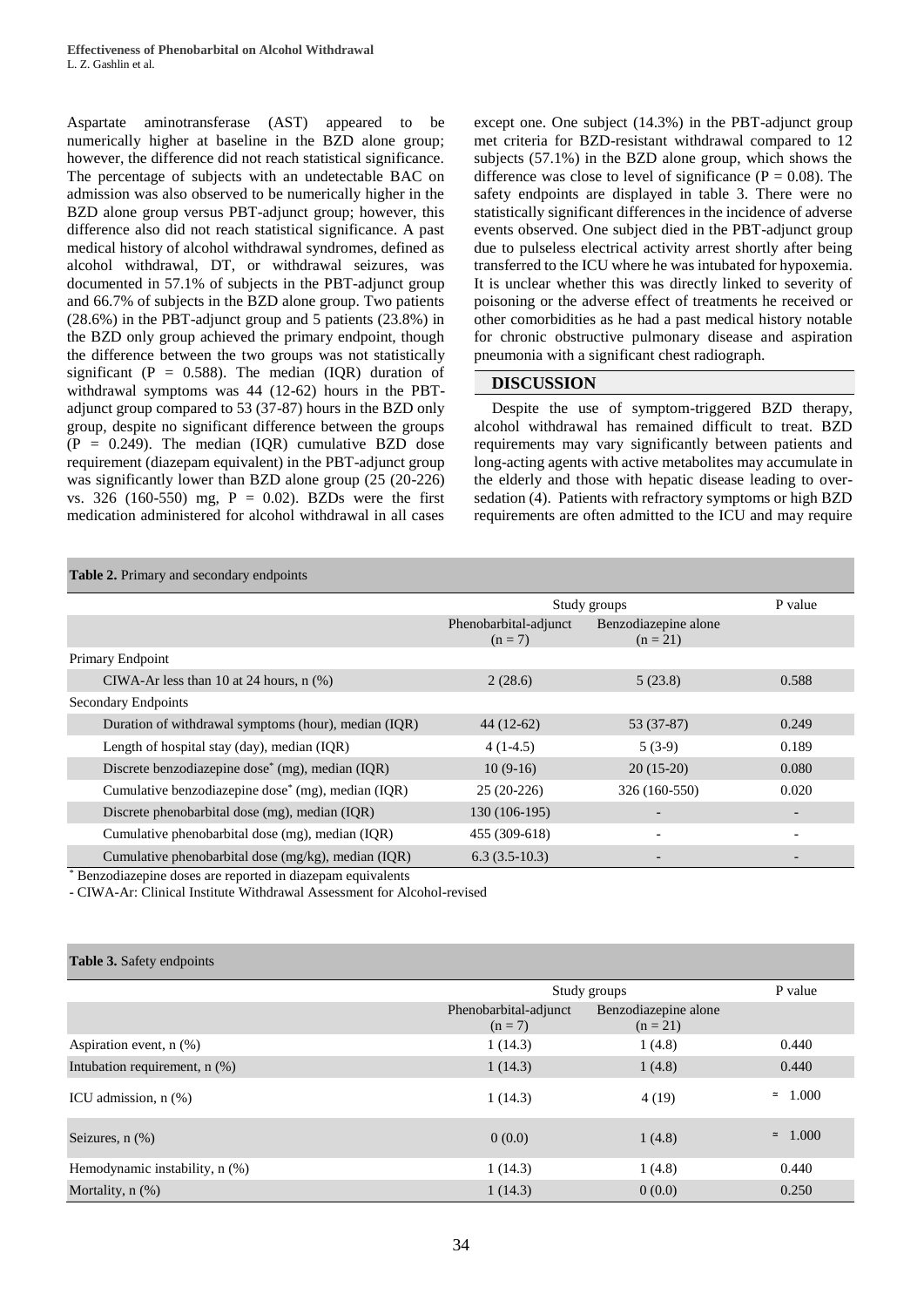Aspartate aminotransferase (AST) appeared to be numerically higher at baseline in the BZD alone group; however, the difference did not reach statistical significance. The percentage of subjects with an undetectable BAC on admission was also observed to be numerically higher in the BZD alone group versus PBT-adjunct group; however, this difference also did not reach statistical significance. A past medical history of alcohol withdrawal syndromes, defined as alcohol withdrawal, DT, or withdrawal seizures, was documented in 57.1% of subjects in the PBT-adjunct group and 66.7% of subjects in the BZD alone group. Two patients (28.6%) in the PBT-adjunct group and 5 patients (23.8%) in the BZD only group achieved the primary endpoint, though the difference between the two groups was not statistically significant ($P = 0.588$). The median (IQR) duration of withdrawal symptoms was 44 (12-62) hours in the PBT-adjunct group compared to 53 (37-87) hours in the BZD only group, despite no significant difference between the groups ($P = 0.249$). The median (IQR) cumulative BZD dose requirement (diazepam equivalent) in the PBT-adjunct group was significantly lower than BZD alone group (25 (20-226) vs. 326 (160-550) mg, $P = 0.02$). BZDs were the first medication administered for alcohol withdrawal in all cases except one. One subject (14.3%) in the PBT-adjunct group met criteria for BZD-resistant withdrawal compared to 12 subjects (57.1%) in the BZD alone group, which shows the difference was close to level of significance ($P = 0.08$). The safety endpoints are displayed in table 3. There were no statistically significant differences in the incidence of adverse events observed. One subject died in the PBT-adjunct group due to pulseless electrical activity arrest shortly after being transferred to the ICU where he was intubated for hypoxemia. It is unclear whether this was directly linked to severity of poisoning or the adverse effect of treatments he received or other comorbidities as he had a past medical history notable for chronic obstructive pulmonary disease and aspiration pneumonia with a significant chest radiograph.

## DISCUSSION

Despite the use of symptom-triggered BZD therapy, alcohol withdrawal has remained difficult to treat. BZD requirements may vary significantly between patients and long-acting agents with active metabolites may accumulate in the elderly and those with hepatic disease leading to over-sedation (4). Patients with refractory symptoms or high BZD requirements are often admitted to the ICU and may require

**Table 2.** Primary and secondary endpoints

| | Study groups | | P value |
|---|---|---|---|
| | Phenobarbital-adjunct (n = 7) | Benzodiazepine alone (n = 21) | |
| Primary Endpoint | | | |
| CIWA-Ar less than 10 at 24 hours, n (%) | 2 (28.6) | 5 (23.8) | 0.588 |
| Secondary Endpoints | | | |
| Duration of withdrawal symptoms (hour), median (IQR) | 44 (12-62) | 53 (37-87) | 0.249 |
| Length of hospital stay (day), median (IQR) | 4 (1-4.5) | 5 (3-9) | 0.189 |
| Discrete benzodiazepine dose* (mg), median (IQR) | 10 (9-16) | 20 (15-20) | 0.080 |
| Cumulative benzodiazepine dose* (mg), median (IQR) | 25 (20-226) | 326 (160-550) | 0.020 |
| Discrete phenobarbital dose (mg), median (IQR) | 130 (106-195) | - | - |
| Cumulative phenobarbital dose (mg), median (IQR) | 455 (309-618) | - | - |
| Cumulative phenobarbital dose (mg/kg), median (IQR) | 6.3 (3.5-10.3) | - | - |

* Benzodiazepine doses are reported in diazepam equivalents

- CIWA-Ar: Clinical Institute Withdrawal Assessment for Alcohol-revised

**Table 3.** Safety endpoints

| | Study groups | | P value |
|---|---|---|---|
| | Phenobarbital-adjunct (n = 7) | Benzodiazepine alone (n = 21) | |
| Aspiration event, n (%) | 1 (14.3) | 1 (4.8) | 0.440 |
| Intubation requirement, n (%) | 1 (14.3) | 1 (4.8) | 0.440 |
| ICU admission, n (%) | 1 (14.3) | 4 (19) | ≈ 1.000 |
| Seizures, n (%) | 0 (0.0) | 1 (4.8) | ≈ 1.000 |
| Hemodynamic instability, n (%) | 1 (14.3) | 1 (4.8) | 0.440 |
| Mortality, n (%) | 1 (14.3) | 0 (0.0) | 0.250 |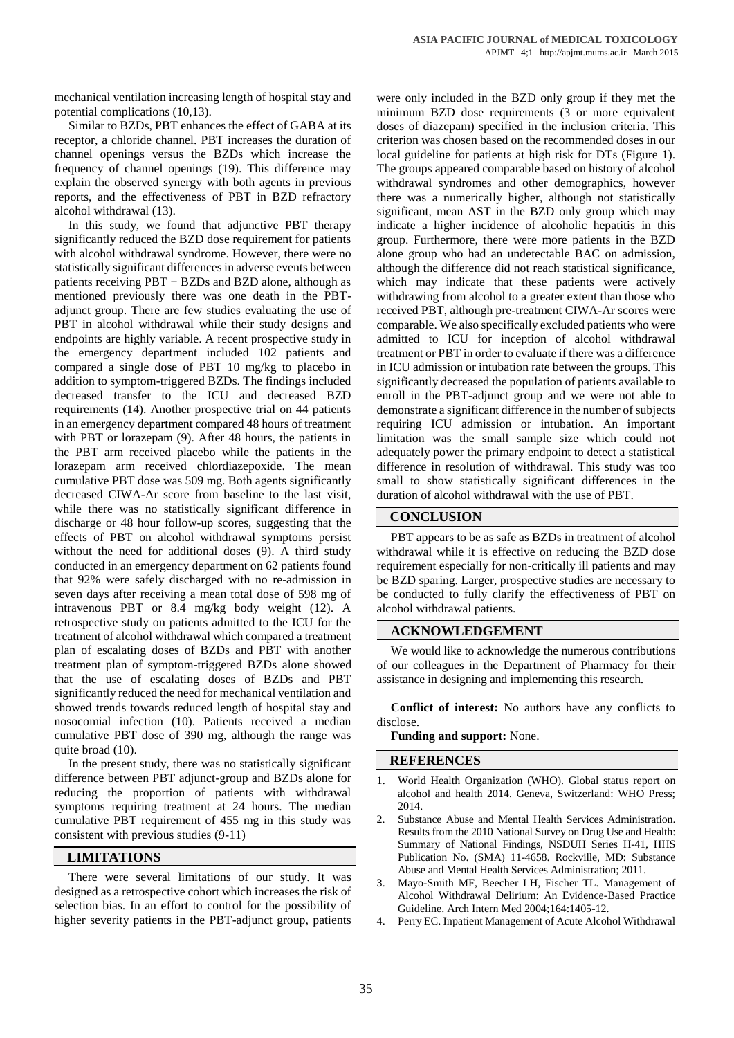mechanical ventilation increasing length of hospital stay and potential complications (10,13).

Similar to BZDs, PBT enhances the effect of GABA at its receptor, a chloride channel. PBT increases the duration of channel openings versus the BZDs which increase the frequency of channel openings (19). This difference may explain the observed synergy with both agents in previous reports, and the effectiveness of PBT in BZD refractory alcohol withdrawal (13).

In this study, we found that adjunctive PBT therapy significantly reduced the BZD dose requirement for patients with alcohol withdrawal syndrome. However, there were no statistically significant differences in adverse events between patients receiving PBT + BZDs and BZD alone, although as mentioned previously there was one death in the PBT-adjunct group. There are few studies evaluating the use of PBT in alcohol withdrawal while their study designs and endpoints are highly variable. A recent prospective study in the emergency department included 102 patients and compared a single dose of PBT 10 mg/kg to placebo in addition to symptom-triggered BZDs. The findings included decreased transfer to the ICU and decreased BZD requirements (14). Another prospective trial on 44 patients in an emergency department compared 48 hours of treatment with PBT or lorazepam (9). After 48 hours, the patients in the PBT arm received placebo while the patients in the lorazepam arm received chlordiazepoxide. The mean cumulative PBT dose was 509 mg. Both agents significantly decreased CIWA-Ar score from baseline to the last visit, while there was no statistically significant difference in discharge or 48 hour follow-up scores, suggesting that the effects of PBT on alcohol withdrawal symptoms persist without the need for additional doses (9). A third study conducted in an emergency department on 62 patients found that 92% were safely discharged with no re-admission in seven days after receiving a mean total dose of 598 mg of intravenous PBT or 8.4 mg/kg body weight (12). A retrospective study on patients admitted to the ICU for the treatment of alcohol withdrawal which compared a treatment plan of escalating doses of BZDs and PBT with another treatment plan of symptom-triggered BZDs alone showed that the use of escalating doses of BZDs and PBT significantly reduced the need for mechanical ventilation and showed trends towards reduced length of hospital stay and nosocomial infection (10). Patients received a median cumulative PBT dose of 390 mg, although the range was quite broad (10).

In the present study, there was no statistically significant difference between PBT adjunct-group and BZDs alone for reducing the proportion of patients with withdrawal symptoms requiring treatment at 24 hours. The median cumulative PBT requirement of 455 mg in this study was consistent with previous studies (9-11)

## LIMITATIONS

There were several limitations of our study. It was designed as a retrospective cohort which increases the risk of selection bias. In an effort to control for the possibility of higher severity patients in the PBT-adjunct group, patients were only included in the BZD only group if they met the minimum BZD dose requirements (3 or more equivalent doses of diazepam) specified in the inclusion criteria. This criterion was chosen based on the recommended doses in our local guideline for patients at high risk for DTs (Figure 1). The groups appeared comparable based on history of alcohol withdrawal syndromes and other demographics, however there was a numerically higher, although not statistically significant, mean AST in the BZD only group which may indicate a higher incidence of alcoholic hepatitis in this group. Furthermore, there were more patients in the BZD alone group who had an undetectable BAC on admission, although the difference did not reach statistical significance, which may indicate that these patients were actively withdrawing from alcohol to a greater extent than those who received PBT, although pre-treatment CIWA-Ar scores were comparable. We also specifically excluded patients who were admitted to ICU for inception of alcohol withdrawal treatment or PBT in order to evaluate if there was a difference in ICU admission or intubation rate between the groups. This significantly decreased the population of patients available to enroll in the PBT-adjunct group and we were not able to demonstrate a significant difference in the number of subjects requiring ICU admission or intubation. An important limitation was the small sample size which could not adequately power the primary endpoint to detect a statistical difference in resolution of withdrawal. This study was too small to show statistically significant differences in the duration of alcohol withdrawal with the use of PBT.

## CONCLUSION

PBT appears to be as safe as BZDs in treatment of alcohol withdrawal while it is effective on reducing the BZD dose requirement especially for non-critically ill patients and may be BZD sparing. Larger, prospective studies are necessary to be conducted to fully clarify the effectiveness of PBT on alcohol withdrawal patients.

## ACKNOWLEDGEMENT

We would like to acknowledge the numerous contributions of our colleagues in the Department of Pharmacy for their assistance in designing and implementing this research.

**Conflict of interest:** No authors have any conflicts to disclose.

**Funding and support:** None.

## REFERENCES

1. World Health Organization (WHO). Global status report on alcohol and health 2014. Geneva, Switzerland: WHO Press; 2014.
2. Substance Abuse and Mental Health Services Administration. Results from the 2010 National Survey on Drug Use and Health: Summary of National Findings, NSDUH Series H-41, HHS Publication No. (SMA) 11-4658. Rockville, MD: Substance Abuse and Mental Health Services Administration; 2011.
3. Mayo-Smith MF, Beecher LH, Fischer TL. Management of Alcohol Withdrawal Delirium: An Evidence-Based Practice Guideline. Arch Intern Med 2004;164:1405-12.
4. Perry EC. Inpatient Management of Acute Alcohol Withdrawal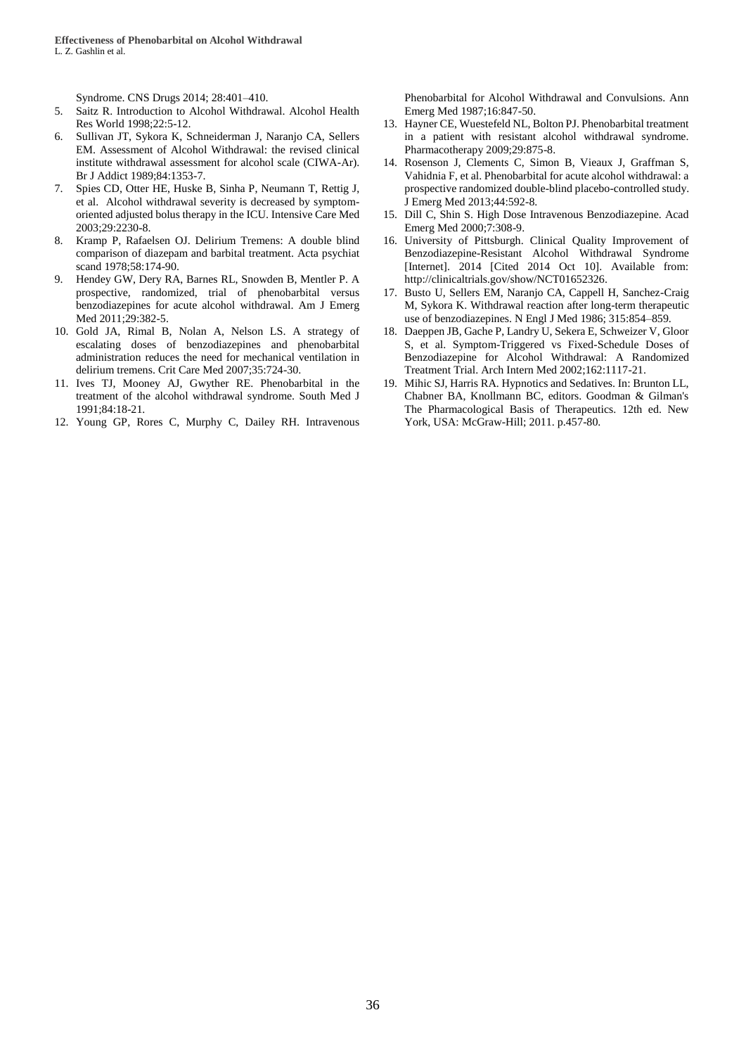Syndrome. CNS Drugs 2014; 28:401–410.

5. Saitz R. Introduction to Alcohol Withdrawal. Alcohol Health Res World 1998;22:5-12.
6. Sullivan JT, Sykora K, Schneiderman J, Naranjo CA, Sellers EM. Assessment of Alcohol Withdrawal: the revised clinical institute withdrawal assessment for alcohol scale (CIWA-Ar). Br J Addict 1989;84:1353-7.
7. Spies CD, Otter HE, Huske B, Sinha P, Neumann T, Rettig J, et al. Alcohol withdrawal severity is decreased by symptom-oriented adjusted bolus therapy in the ICU. Intensive Care Med 2003;29:2230-8.
8. Kramp P, Rafaelsen OJ. Delirium Tremens: A double blind comparison of diazepam and barbital treatment. Acta psychiat scand 1978;58:174-90.
9. Hendey GW, Dery RA, Barnes RL, Snowden B, Mentler P. A prospective, randomized, trial of phenobarbital versus benzodiazepines for acute alcohol withdrawal. Am J Emerg Med 2011;29:382-5.
10. Gold JA, Rimal B, Nolan A, Nelson LS. A strategy of escalating doses of benzodiazepines and phenobarbital administration reduces the need for mechanical ventilation in delirium tremens. Crit Care Med 2007;35:724-30.
11. Ives TJ, Mooney AJ, Gwyther RE. Phenobarbital in the treatment of the alcohol withdrawal syndrome. South Med J 1991;84:18-21.
12. Young GP, Rores C, Murphy C, Dailey RH. Intravenous Phenobarbital for Alcohol Withdrawal and Convulsions. Ann Emerg Med 1987;16:847-50.
13. Hayner CE, Wuestefeld NL, Bolton PJ. Phenobarbital treatment in a patient with resistant alcohol withdrawal syndrome. Pharmacotherapy 2009;29:875-8.
14. Rosenson J, Clements C, Simon B, Vieaux J, Graffman S, Vahidnia F, et al. Phenobarbital for acute alcohol withdrawal: a prospective randomized double-blind placebo-controlled study. J Emerg Med 2013;44:592-8.
15. Dill C, Shin S. High Dose Intravenous Benzodiazepine. Acad Emerg Med 2000;7:308-9.
16. University of Pittsburgh. Clinical Quality Improvement of Benzodiazepine-Resistant Alcohol Withdrawal Syndrome [Internet]. 2014 [Cited 2014 Oct 10]. Available from: http://clinicaltrials.gov/show/NCT01652326.
17. Busto U, Sellers EM, Naranjo CA, Cappell H, Sanchez-Craig M, Sykora K. Withdrawal reaction after long-term therapeutic use of benzodiazepines. N Engl J Med 1986; 315:854–859.
18. Daeppen JB, Gache P, Landry U, Sekera E, Schweizer V, Gloor S, et al. Symptom-Triggered vs Fixed-Schedule Doses of Benzodiazepine for Alcohol Withdrawal: A Randomized Treatment Trial. Arch Intern Med 2002;162:1117-21.
19. Mihic SJ, Harris RA. Hypnotics and Sedatives. In: Brunton LL, Chabner BA, Knollmann BC, editors. Goodman & Gilman's The Pharmacological Basis of Therapeutics. 12th ed. New York, USA: McGraw-Hill; 2011. p.457-80.